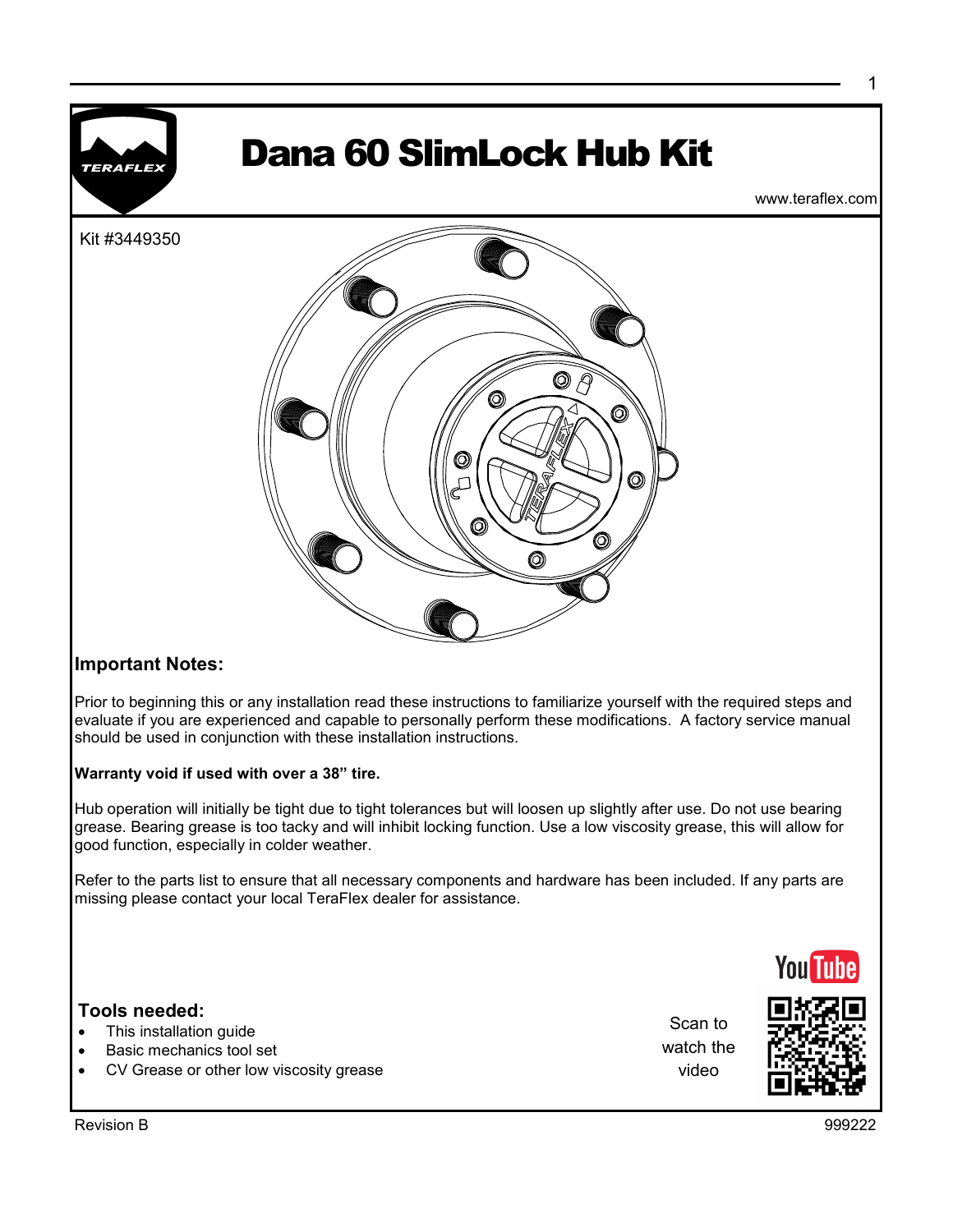# Dana 60 SlimLock Hub Kit

www.teraflex.com

Kit #3449350

## Important Notes:

Prior to beginning this or any installation read these instructions to familiarize yourself with the required steps and evaluate if you are experienced and capable to personally perform these modifications. A factory service manual should be used in conjunction with these installation instructions.

**Warranty void if used with over a 38" tire.**

Hub operation will initially be tight due to tight tolerances but will loosen up slightly after use. Do not use bearing grease. Bearing grease is too tacky and will inhibit locking function. Use a low viscosity grease, this will allow for good function, especially in colder weather.

Refer to the parts list to ensure that all necessary components and hardware has been included. If any parts are missing please contact your local TeraFlex dealer for assistance.

## Tools needed:

- This installation guide
- Basic mechanics tool set
- CV Grease or other low viscosity grease

Scan to watch the video

Revision B

999222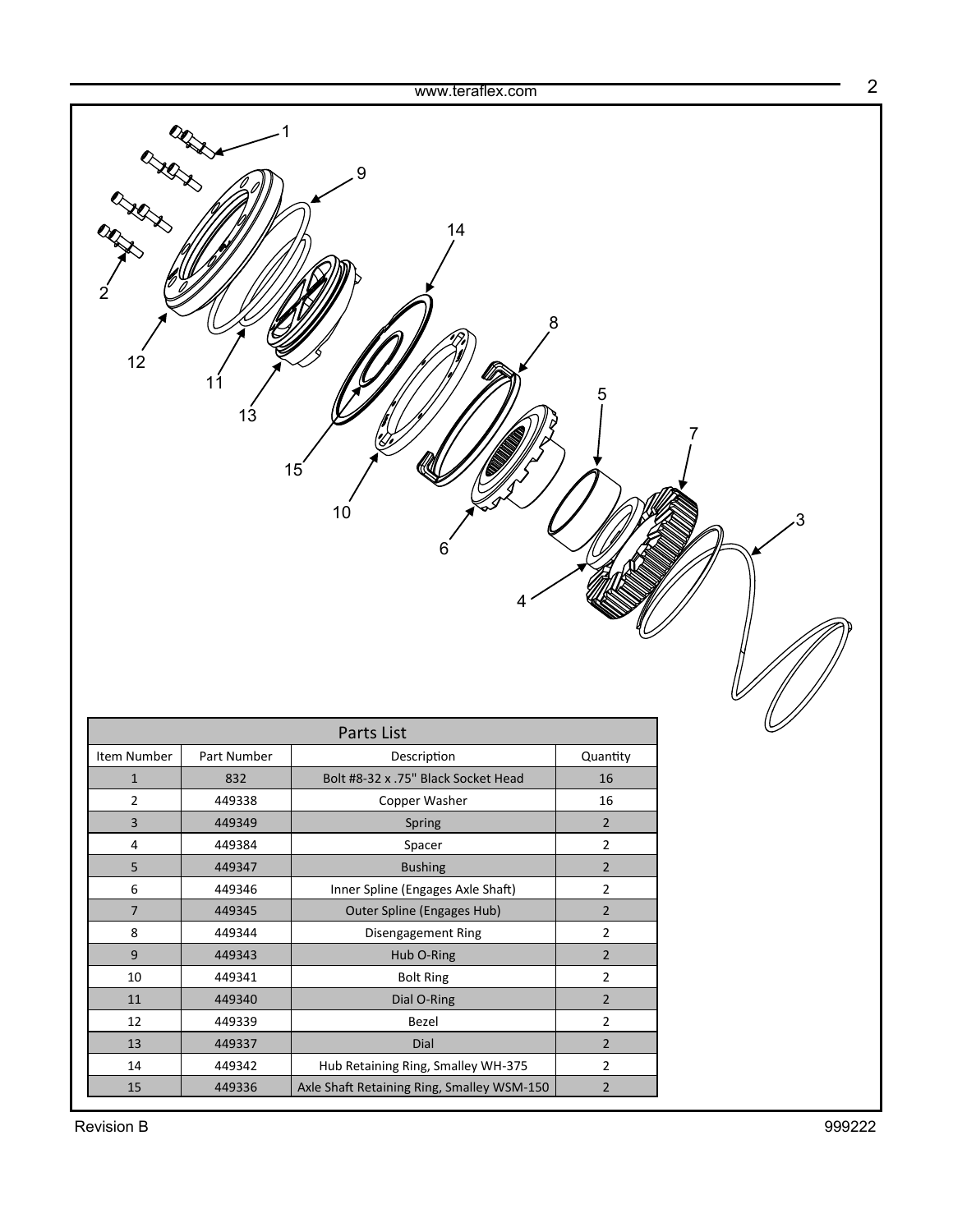| Parts List | | | |
| --- | --- | --- | --- |
| Item Number | Part Number | Description | Quantity |
| 1 | 832 | Bolt #8-32 x .75" Black Socket Head | 16 |
| 2 | 449338 | Copper Washer | 16 |
| 3 | 449349 | Spring | 2 |
| 4 | 449384 | Spacer | 2 |
| 5 | 449347 | Bushing | 2 |
| 6 | 449346 | Inner Spline (Engages Axle Shaft) | 2 |
| 7 | 449345 | Outer Spline (Engages Hub) | 2 |
| 8 | 449344 | Disengagement Ring | 2 |
| 9 | 449343 | Hub O-Ring | 2 |
| 10 | 449341 | Bolt Ring | 2 |
| 11 | 449340 | Dial O-Ring | 2 |
| 12 | 449339 | Bezel | 2 |
| 13 | 449337 | Dial | 2 |
| 14 | 449342 | Hub Retaining Ring, Smalley WH-375 | 2 |
| 15 | 449336 | Axle Shaft Retaining Ring, Smalley WSM-150 | 2 |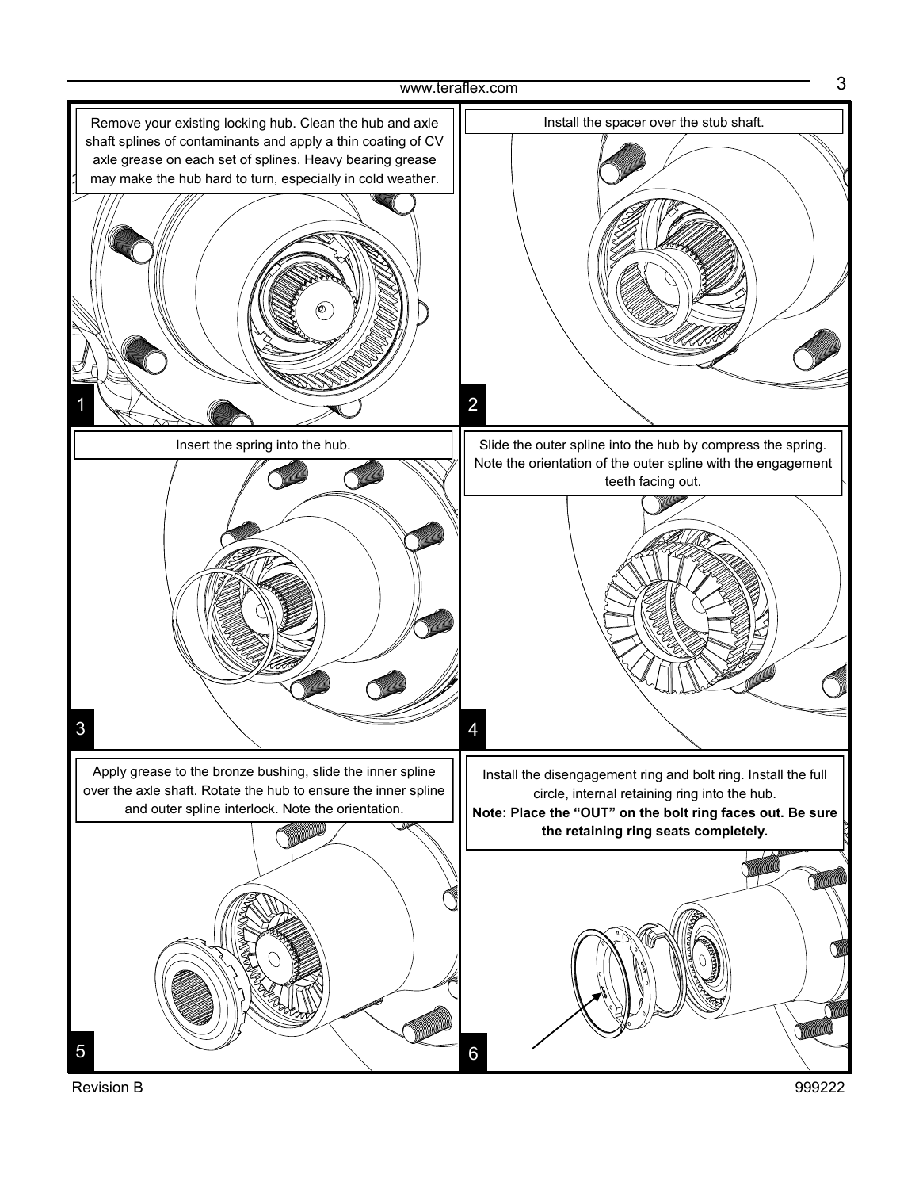1

Remove your existing locking hub. Clean the hub and axle shaft splines of contaminants and apply a thin coating of CV axle grease on each set of splines. Heavy bearing grease may make the hub hard to turn, especially in cold weather.

2

Install the spacer over the stub shaft.

3

Insert the spring into the hub.

4

Slide the outer spline into the hub by compress the spring. Note the orientation of the outer spline with the engagement teeth facing out.

5

Apply grease to the bronze bushing, slide the inner spline over the axle shaft. Rotate the hub to ensure the inner spline and outer spline interlock. Note the orientation.

6

Install the disengagement ring and bolt ring. Install the full circle, internal retaining ring into the hub.

**Note: Place the "OUT" on the bolt ring faces out. Be sure the retaining ring seats completely.**

Revision B

999222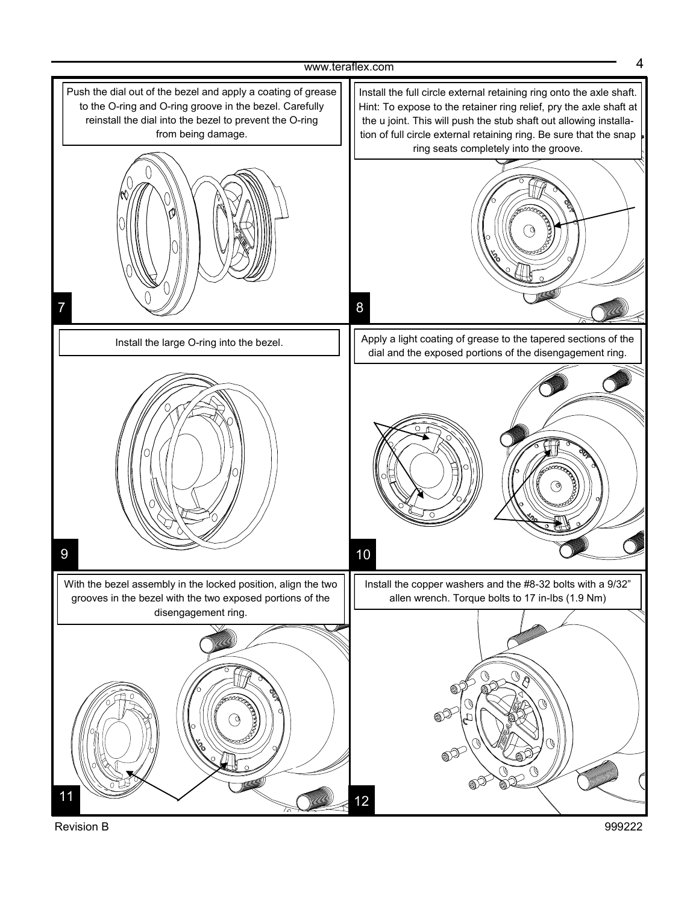**7**

Push the dial out of the bezel and apply a coating of grease to the O-ring and O-ring groove in the bezel. Carefully reinstall the dial into the bezel to prevent the O-ring from being damage.

**8**

Install the full circle external retaining ring onto the axle shaft. Hint: To expose to the retainer ring relief, pry the axle shaft at the u joint. This will push the stub shaft out allowing installation of full circle external retaining ring. Be sure that the snap ring seats completely into the groove.

**9**

Install the large O-ring into the bezel.

**10**

Apply a light coating of grease to the tapered sections of the dial and the exposed portions of the disengagement ring.

**11**

With the bezel assembly in the locked position, align the two grooves in the bezel with the two exposed portions of the disengagement ring.

**12**

Install the copper washers and the #8-32 bolts with a 9/32" allen wrench. Torque bolts to 17 in-lbs (1.9 Nm)

Revision B

999222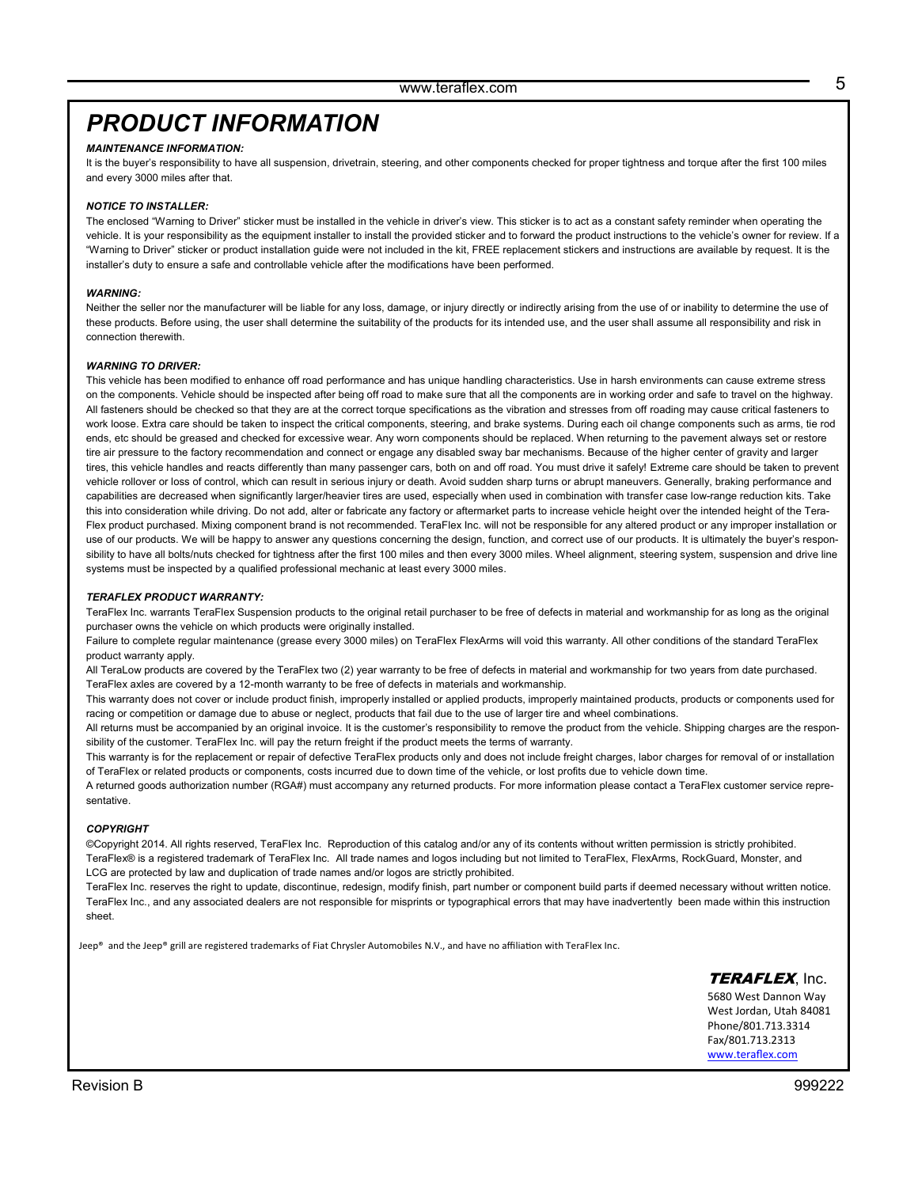# PRODUCT INFORMATION

***MAINTENANCE INFORMATION:***

It is the buyer's responsibility to have all suspension, drivetrain, steering, and other components checked for proper tightness and torque after the first 100 miles and every 3000 miles after that.

***NOTICE TO INSTALLER:***

The enclosed "Warning to Driver" sticker must be installed in the vehicle in driver's view. This sticker is to act as a constant safety reminder when operating the vehicle. It is your responsibility as the equipment installer to install the provided sticker and to forward the product instructions to the vehicle's owner for review. If a "Warning to Driver" sticker or product installation guide were not included in the kit, FREE replacement stickers and instructions are available by request. It is the installer's duty to ensure a safe and controllable vehicle after the modifications have been performed.

***WARNING:***

Neither the seller nor the manufacturer will be liable for any loss, damage, or injury directly or indirectly arising from the use of or inability to determine the use of these products. Before using, the user shall determine the suitability of the products for its intended use, and the user shall assume all responsibility and risk in connection therewith.

***WARNING TO DRIVER:***

This vehicle has been modified to enhance off road performance and has unique handling characteristics. Use in harsh environments can cause extreme stress on the components. Vehicle should be inspected after being off road to make sure that all the components are in working order and safe to travel on the highway. All fasteners should be checked so that they are at the correct torque specifications as the vibration and stresses from off roading may cause critical fasteners to work loose. Extra care should be taken to inspect the critical components, steering, and brake systems. During each oil change components such as arms, tie rod ends, etc should be greased and checked for excessive wear. Any worn components should be replaced. When returning to the pavement always set or restore tire air pressure to the factory recommendation and connect or engage any disabled sway bar mechanisms. Because of the higher center of gravity and larger tires, this vehicle handles and reacts differently than many passenger cars, both on and off road. You must drive it safely! Extreme care should be taken to prevent vehicle rollover or loss of control, which can result in serious injury or death. Avoid sudden sharp turns or abrupt maneuvers. Generally, braking performance and capabilities are decreased when significantly larger/heavier tires are used, especially when used in combination with transfer case low-range reduction kits. Take this into consideration while driving. Do not add, alter or fabricate any factory or aftermarket parts to increase vehicle height over the intended height of the Tera-Flex product purchased. Mixing component brand is not recommended. TeraFlex Inc. will not be responsible for any altered product or any improper installation or use of our products. We will be happy to answer any questions concerning the design, function, and correct use of our products. It is ultimately the buyer's responsibility to have all bolts/nuts checked for tightness after the first 100 miles and then every 3000 miles. Wheel alignment, steering system, suspension and drive line systems must be inspected by a qualified professional mechanic at least every 3000 miles.

***TERAFLEX PRODUCT WARRANTY:***

TeraFlex Inc. warrants TeraFlex Suspension products to the original retail purchaser to be free of defects in material and workmanship for as long as the original purchaser owns the vehicle on which products were originally installed.

Failure to complete regular maintenance (grease every 3000 miles) on TeraFlex FlexArms will void this warranty. All other conditions of the standard TeraFlex product warranty apply.

All TeraLow products are covered by the TeraFlex two (2) year warranty to be free of defects in material and workmanship for two years from date purchased.

TeraFlex axles are covered by a 12-month warranty to be free of defects in materials and workmanship.

This warranty does not cover or include product finish, improperly installed or applied products, improperly maintained products, products or components used for racing or competition or damage due to abuse or neglect, products that fail due to the use of larger tire and wheel combinations.

All returns must be accompanied by an original invoice. It is the customer's responsibility to remove the product from the vehicle. Shipping charges are the responsibility of the customer. TeraFlex Inc. will pay the return freight if the product meets the terms of warranty.

This warranty is for the replacement or repair of defective TeraFlex products only and does not include freight charges, labor charges for removal of or installation of TeraFlex or related products or components, costs incurred due to down time of the vehicle, or lost profits due to vehicle down time.

A returned goods authorization number (RGA#) must accompany any returned products. For more information please contact a TeraFlex customer service representative.

***COPYRIGHT***

©Copyright 2014. All rights reserved, TeraFlex Inc. Reproduction of this catalog and/or any of its contents without written permission is strictly prohibited.
TeraFlex® is a registered trademark of TeraFlex Inc. All trade names and logos including but not limited to TeraFlex, FlexArms, RockGuard, Monster, and LCG are protected by law and duplication of trade names and/or logos are strictly prohibited.

TeraFlex Inc. reserves the right to update, discontinue, redesign, modify finish, part number or component build parts if deemed necessary without written notice. TeraFlex Inc., and any associated dealers are not responsible for misprints or typographical errors that may have inadvertently been made within this instruction sheet.

Jeep® and the Jeep® grill are registered trademarks of Fiat Chrysler Automobiles N.V., and have no affiliation with TeraFlex Inc.

***TERAFLEX***, Inc.
5680 West Dannon Way
West Jordan, Utah 84081
Phone/801.713.3314
Fax/801.713.2313
www.teraflex.com

Revision B

999222